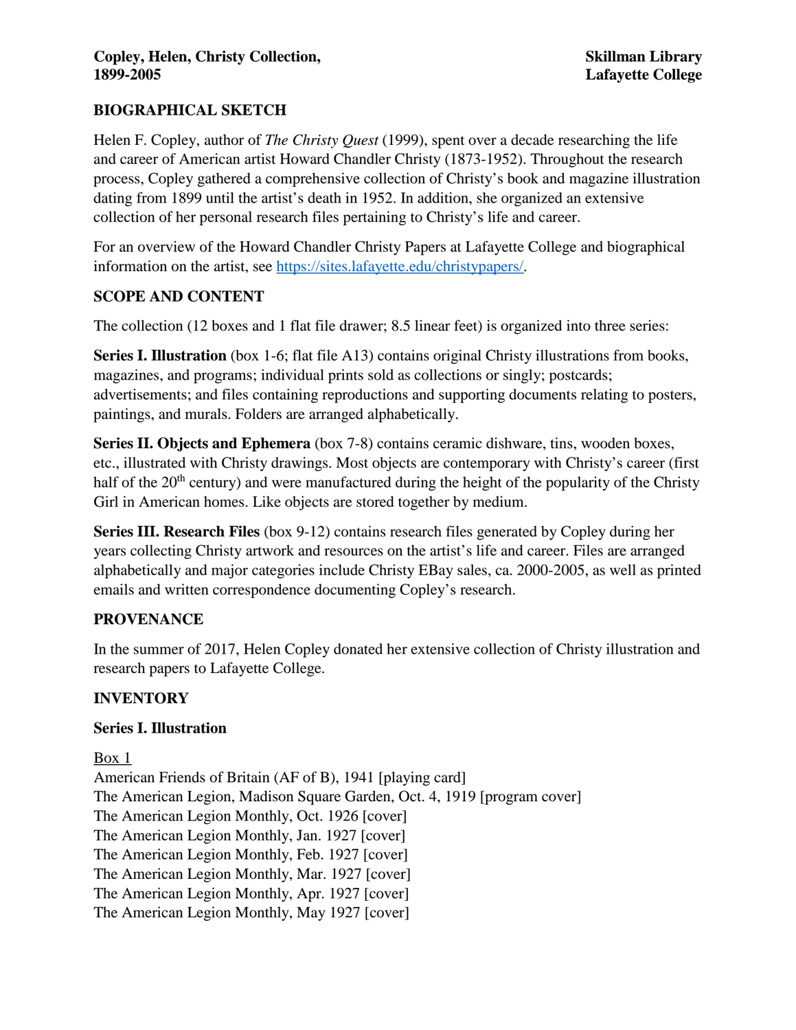**Copley, Helen, Christy Collection, 1899-2005**

**Skillman Library Lafayette College**

## BIOGRAPHICAL SKETCH

Helen F. Copley, author of *The Christy Quest* (1999), spent over a decade researching the life and career of American artist Howard Chandler Christy (1873-1952). Throughout the research process, Copley gathered a comprehensive collection of Christy's book and magazine illustration dating from 1899 until the artist's death in 1952. In addition, she organized an extensive collection of her personal research files pertaining to Christy's life and career.

For an overview of the Howard Chandler Christy Papers at Lafayette College and biographical information on the artist, see https://sites.lafayette.edu/christypapers/.

## SCOPE AND CONTENT

The collection (12 boxes and 1 flat file drawer; 8.5 linear feet) is organized into three series:

**Series I. Illustration** (box 1-6; flat file A13) contains original Christy illustrations from books, magazines, and programs; individual prints sold as collections or singly; postcards; advertisements; and files containing reproductions and supporting documents relating to posters, paintings, and murals. Folders are arranged alphabetically.

**Series II. Objects and Ephemera** (box 7-8) contains ceramic dishware, tins, wooden boxes, etc., illustrated with Christy drawings. Most objects are contemporary with Christy's career (first half of the 20th century) and were manufactured during the height of the popularity of the Christy Girl in American homes. Like objects are stored together by medium.

**Series III. Research Files** (box 9-12) contains research files generated by Copley during her years collecting Christy artwork and resources on the artist's life and career. Files are arranged alphabetically and major categories include Christy EBay sales, ca. 2000-2005, as well as printed emails and written correspondence documenting Copley's research.

## PROVENANCE

In the summer of 2017, Helen Copley donated her extensive collection of Christy illustration and research papers to Lafayette College.

## INVENTORY

### Series I. Illustration

Box 1

American Friends of Britain (AF of B), 1941 [playing card]
The American Legion, Madison Square Garden, Oct. 4, 1919 [program cover]
The American Legion Monthly, Oct. 1926 [cover]
The American Legion Monthly, Jan. 1927 [cover]
The American Legion Monthly, Feb. 1927 [cover]
The American Legion Monthly, Mar. 1927 [cover]
The American Legion Monthly, Apr. 1927 [cover]
The American Legion Monthly, May 1927 [cover]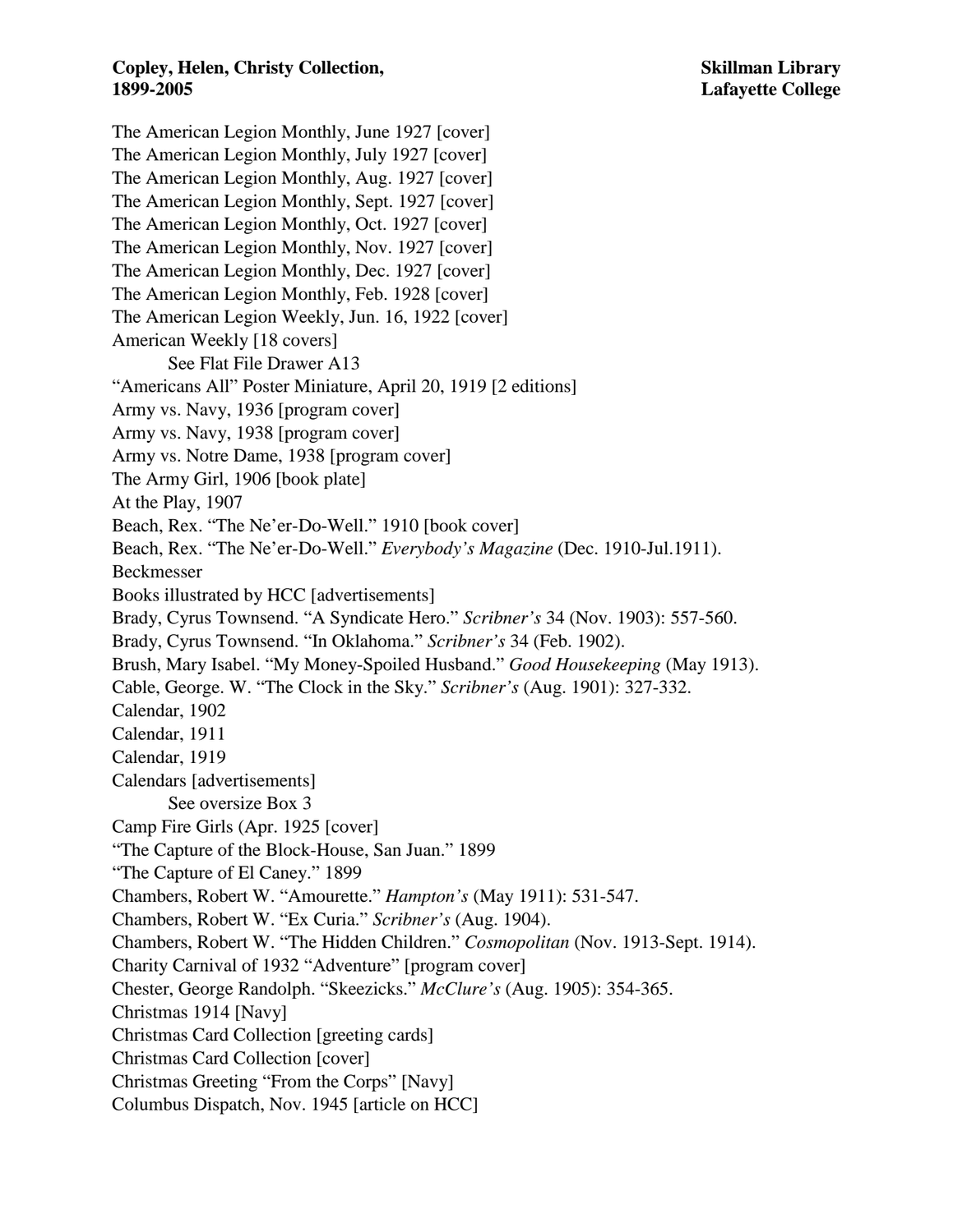The American Legion Monthly, June 1927 [cover]
The American Legion Monthly, July 1927 [cover]
The American Legion Monthly, Aug. 1927 [cover]
The American Legion Monthly, Sept. 1927 [cover]
The American Legion Monthly, Oct. 1927 [cover]
The American Legion Monthly, Nov. 1927 [cover]
The American Legion Monthly, Dec. 1927 [cover]
The American Legion Monthly, Feb. 1928 [cover]
The American Legion Weekly, Jun. 16, 1922 [cover]
American Weekly [18 covers]
    See Flat File Drawer A13
"Americans All" Poster Miniature, April 20, 1919 [2 editions]
Army vs. Navy, 1936 [program cover]
Army vs. Navy, 1938 [program cover]
Army vs. Notre Dame, 1938 [program cover]
The Army Girl, 1906 [book plate]
At the Play, 1907
Beach, Rex. "The Ne'er-Do-Well." 1910 [book cover]
Beach, Rex. "The Ne'er-Do-Well." *Everybody's Magazine* (Dec. 1910-Jul.1911).
Beckmesser
Books illustrated by HCC [advertisements]
Brady, Cyrus Townsend. "A Syndicate Hero." *Scribner's* 34 (Nov. 1903): 557-560.
Brady, Cyrus Townsend. "In Oklahoma." *Scribner's* 34 (Feb. 1902).
Brush, Mary Isabel. "My Money-Spoiled Husband." *Good Housekeeping* (May 1913).
Cable, George. W. "The Clock in the Sky." *Scribner's* (Aug. 1901): 327-332.
Calendar, 1902
Calendar, 1911
Calendar, 1919
Calendars [advertisements]
    See oversize Box 3
Camp Fire Girls (Apr. 1925 [cover]
"The Capture of the Block-House, San Juan." 1899
"The Capture of El Caney." 1899
Chambers, Robert W. "Amourette." *Hampton's* (May 1911): 531-547.
Chambers, Robert W. "Ex Curia." *Scribner's* (Aug. 1904).
Chambers, Robert W. "The Hidden Children." *Cosmopolitan* (Nov. 1913-Sept. 1914).
Charity Carnival of 1932 "Adventure" [program cover]
Chester, George Randolph. "Skeezicks." *McClure's* (Aug. 1905): 354-365.
Christmas 1914 [Navy]
Christmas Card Collection [greeting cards]
Christmas Card Collection [cover]
Christmas Greeting "From the Corps" [Navy]
Columbus Dispatch, Nov. 1945 [article on HCC]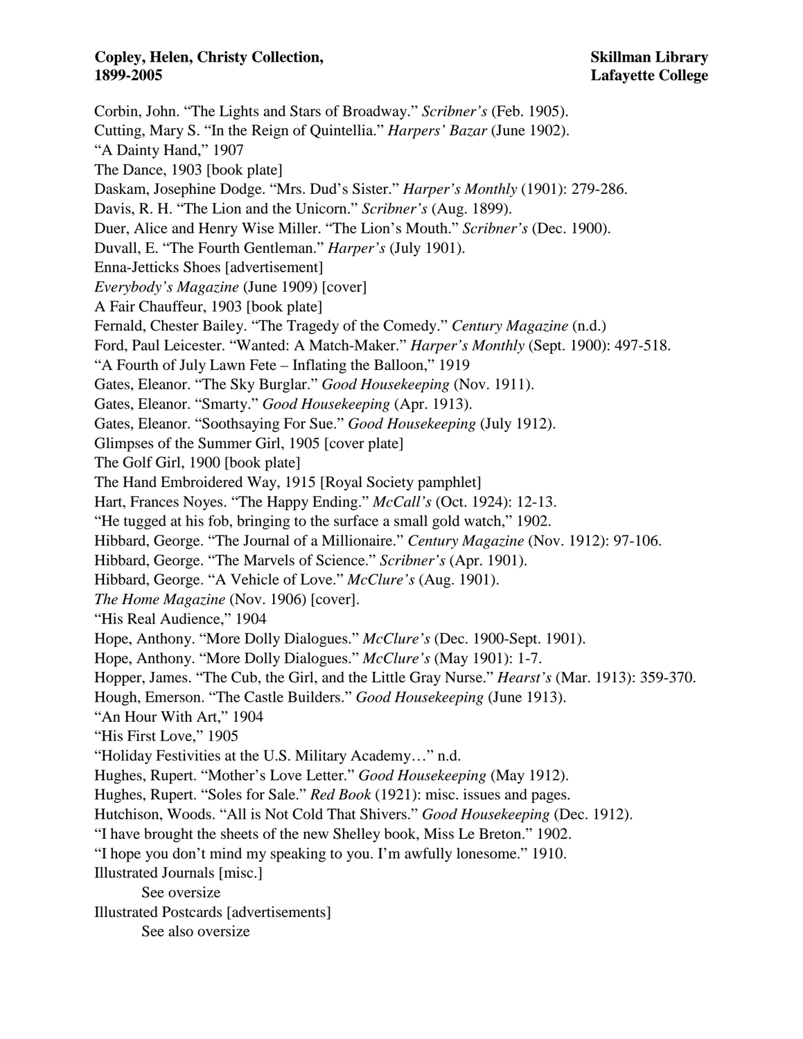Corbin, John. "The Lights and Stars of Broadway." *Scribner's* (Feb. 1905).
Cutting, Mary S. "In the Reign of Quintellia." *Harpers' Bazar* (June 1902).
"A Dainty Hand," 1907
The Dance, 1903 [book plate]
Daskam, Josephine Dodge. "Mrs. Dud's Sister." *Harper's Monthly* (1901): 279-286.
Davis, R. H. "The Lion and the Unicorn." *Scribner's* (Aug. 1899).
Duer, Alice and Henry Wise Miller. "The Lion's Mouth." *Scribner's* (Dec. 1900).
Duvall, E. "The Fourth Gentleman." *Harper's* (July 1901).
Enna-Jetticks Shoes [advertisement]
*Everybody's Magazine* (June 1909) [cover]
A Fair Chauffeur, 1903 [book plate]
Fernald, Chester Bailey. "The Tragedy of the Comedy." *Century Magazine* (n.d.)
Ford, Paul Leicester. "Wanted: A Match-Maker." *Harper's Monthly* (Sept. 1900): 497-518.
"A Fourth of July Lawn Fete – Inflating the Balloon," 1919
Gates, Eleanor. "The Sky Burglar." *Good Housekeeping* (Nov. 1911).
Gates, Eleanor. "Smarty." *Good Housekeeping* (Apr. 1913).
Gates, Eleanor. "Soothsaying For Sue." *Good Housekeeping* (July 1912).
Glimpses of the Summer Girl, 1905 [cover plate]
The Golf Girl, 1900 [book plate]
The Hand Embroidered Way, 1915 [Royal Society pamphlet]
Hart, Frances Noyes. "The Happy Ending." *McCall's* (Oct. 1924): 12-13.
"He tugged at his fob, bringing to the surface a small gold watch," 1902.
Hibbard, George. "The Journal of a Millionaire." *Century Magazine* (Nov. 1912): 97-106.
Hibbard, George. "The Marvels of Science." *Scribner's* (Apr. 1901).
Hibbard, George. "A Vehicle of Love." *McClure's* (Aug. 1901).
*The Home Magazine* (Nov. 1906) [cover].
"His Real Audience," 1904
Hope, Anthony. "More Dolly Dialogues." *McClure's* (Dec. 1900-Sept. 1901).
Hope, Anthony. "More Dolly Dialogues." *McClure's* (May 1901): 1-7.
Hopper, James. "The Cub, the Girl, and the Little Gray Nurse." *Hearst's* (Mar. 1913): 359-370.
Hough, Emerson. "The Castle Builders." *Good Housekeeping* (June 1913).
"An Hour With Art," 1904
"His First Love," 1905
"Holiday Festivities at the U.S. Military Academy…" n.d.
Hughes, Rupert. "Mother's Love Letter." *Good Housekeeping* (May 1912).
Hughes, Rupert. "Soles for Sale." *Red Book* (1921): misc. issues and pages.
Hutchison, Woods. "All is Not Cold That Shivers." *Good Housekeeping* (Dec. 1912).
"I have brought the sheets of the new Shelley book, Miss Le Breton." 1902.
"I hope you don't mind my speaking to you. I'm awfully lonesome." 1910.
Illustrated Journals [misc.]
    See oversize
Illustrated Postcards [advertisements]
    See also oversize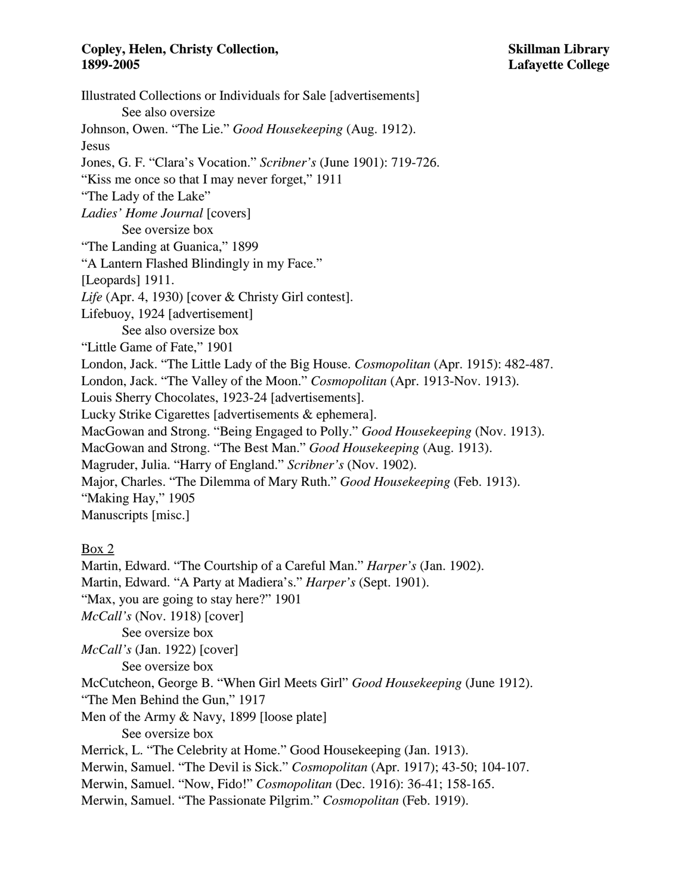Illustrated Collections or Individuals for Sale [advertisements]
    See also oversize
Johnson, Owen. "The Lie." *Good Housekeeping* (Aug. 1912).
Jesus
Jones, G. F. "Clara's Vocation." *Scribner's* (June 1901): 719-726.
"Kiss me once so that I may never forget," 1911
"The Lady of the Lake"
*Ladies' Home Journal* [covers]
    See oversize box
"The Landing at Guanica," 1899
"A Lantern Flashed Blindingly in my Face."
[Leopards] 1911.
*Life* (Apr. 4, 1930) [cover & Christy Girl contest].
Lifebuoy, 1924 [advertisement]
    See also oversize box
"Little Game of Fate," 1901
London, Jack. "The Little Lady of the Big House. *Cosmopolitan* (Apr. 1915): 482-487.
London, Jack. "The Valley of the Moon." *Cosmopolitan* (Apr. 1913-Nov. 1913).
Louis Sherry Chocolates, 1923-24 [advertisements].
Lucky Strike Cigarettes [advertisements & ephemera].
MacGowan and Strong. "Being Engaged to Polly." *Good Housekeeping* (Nov. 1913).
MacGowan and Strong. "The Best Man." *Good Housekeeping* (Aug. 1913).
Magruder, Julia. "Harry of England." *Scribner's* (Nov. 1902).
Major, Charles. "The Dilemma of Mary Ruth." *Good Housekeeping* (Feb. 1913).
"Making Hay," 1905
Manuscripts [misc.]

<u>Box 2</u>

Martin, Edward. "The Courtship of a Careful Man." *Harper's* (Jan. 1902).
Martin, Edward. "A Party at Madiera's." *Harper's* (Sept. 1901).
"Max, you are going to stay here?" 1901
*McCall's* (Nov. 1918) [cover]
    See oversize box
*McCall's* (Jan. 1922) [cover]
    See oversize box
McCutcheon, George B. "When Girl Meets Girl" *Good Housekeeping* (June 1912).
"The Men Behind the Gun," 1917
Men of the Army & Navy, 1899 [loose plate]
    See oversize box
Merrick, L. "The Celebrity at Home." Good Housekeeping (Jan. 1913).
Merwin, Samuel. "The Devil is Sick." *Cosmopolitan* (Apr. 1917); 43-50; 104-107.
Merwin, Samuel. "Now, Fido!" *Cosmopolitan* (Dec. 1916): 36-41; 158-165.
Merwin, Samuel. "The Passionate Pilgrim." *Cosmopolitan* (Feb. 1919).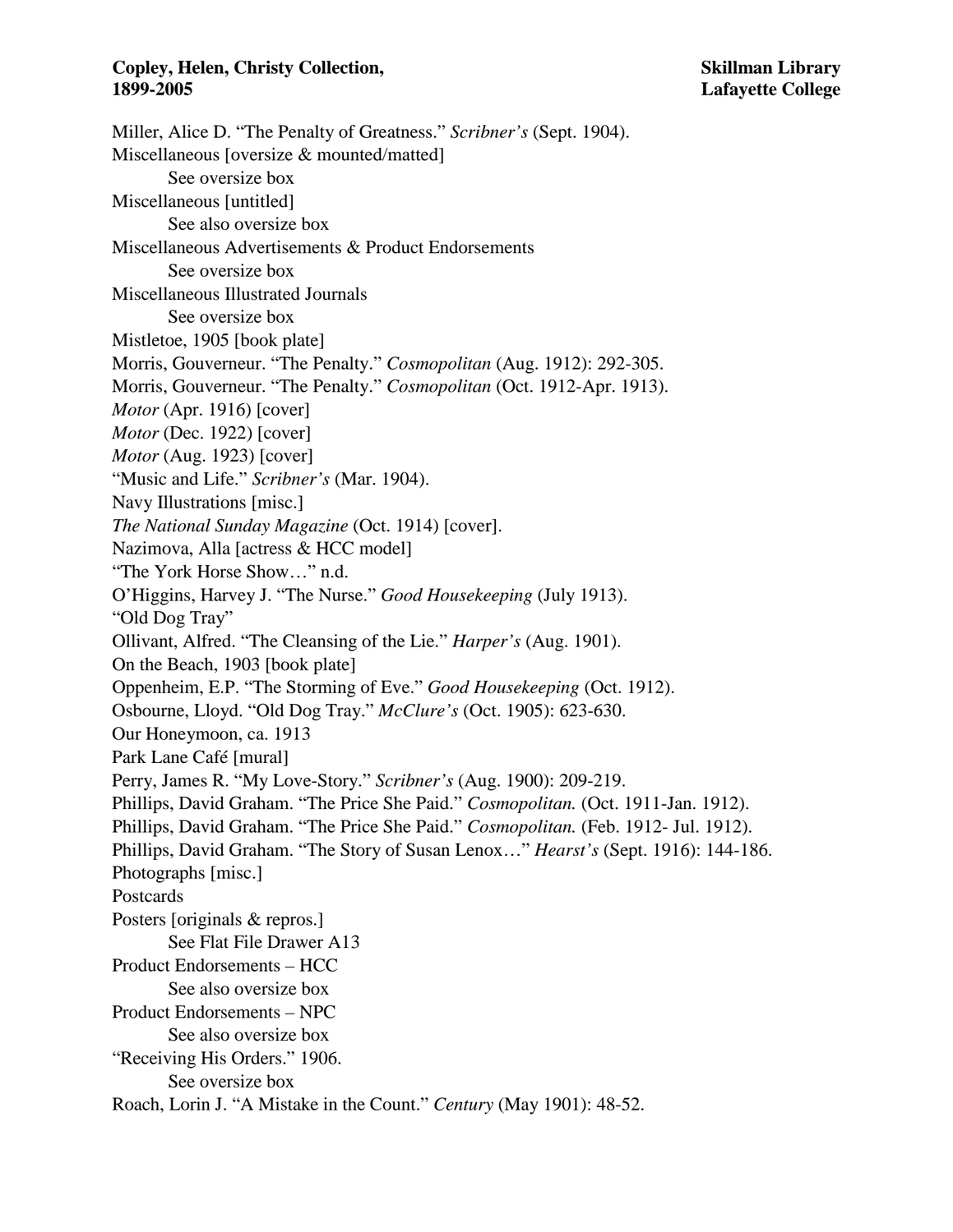Miller, Alice D. “The Penalty of Greatness.” *Scribner’s* (Sept. 1904).
Miscellaneous [oversize & mounted/matted]
    See oversize box
Miscellaneous [untitled]
    See also oversize box
Miscellaneous Advertisements & Product Endorsements
    See oversize box
Miscellaneous Illustrated Journals
    See oversize box
Mistletoe, 1905 [book plate]
Morris, Gouverneur. “The Penalty.” *Cosmopolitan* (Aug. 1912): 292-305.
Morris, Gouverneur. “The Penalty.” *Cosmopolitan* (Oct. 1912-Apr. 1913).
*Motor* (Apr. 1916) [cover]
*Motor* (Dec. 1922) [cover]
*Motor* (Aug. 1923) [cover]
“Music and Life.” *Scribner’s* (Mar. 1904).
Navy Illustrations [misc.]
*The National Sunday Magazine* (Oct. 1914) [cover].
Nazimova, Alla [actress & HCC model]
“The York Horse Show…” n.d.
O’Higgins, Harvey J. “The Nurse.” *Good Housekeeping* (July 1913).
“Old Dog Tray”
Ollivant, Alfred. “The Cleansing of the Lie.” *Harper’s* (Aug. 1901).
On the Beach, 1903 [book plate]
Oppenheim, E.P. “The Storming of Eve.” *Good Housekeeping* (Oct. 1912).
Osbourne, Lloyd. “Old Dog Tray.” *McClure’s* (Oct. 1905): 623-630.
Our Honeymoon, ca. 1913
Park Lane Café [mural]
Perry, James R. “My Love-Story.” *Scribner’s* (Aug. 1900): 209-219.
Phillips, David Graham. “The Price She Paid.” *Cosmopolitan.* (Oct. 1911-Jan. 1912).
Phillips, David Graham. “The Price She Paid.” *Cosmopolitan.* (Feb. 1912- Jul. 1912).
Phillips, David Graham. “The Story of Susan Lenox…” *Hearst’s* (Sept. 1916): 144-186.
Photographs [misc.]
Postcards
Posters [originals & repros.]
    See Flat File Drawer A13
Product Endorsements – HCC
    See also oversize box
Product Endorsements – NPC
    See also oversize box
“Receiving His Orders.” 1906.
    See oversize box
Roach, Lorin J. “A Mistake in the Count.” *Century* (May 1901): 48-52.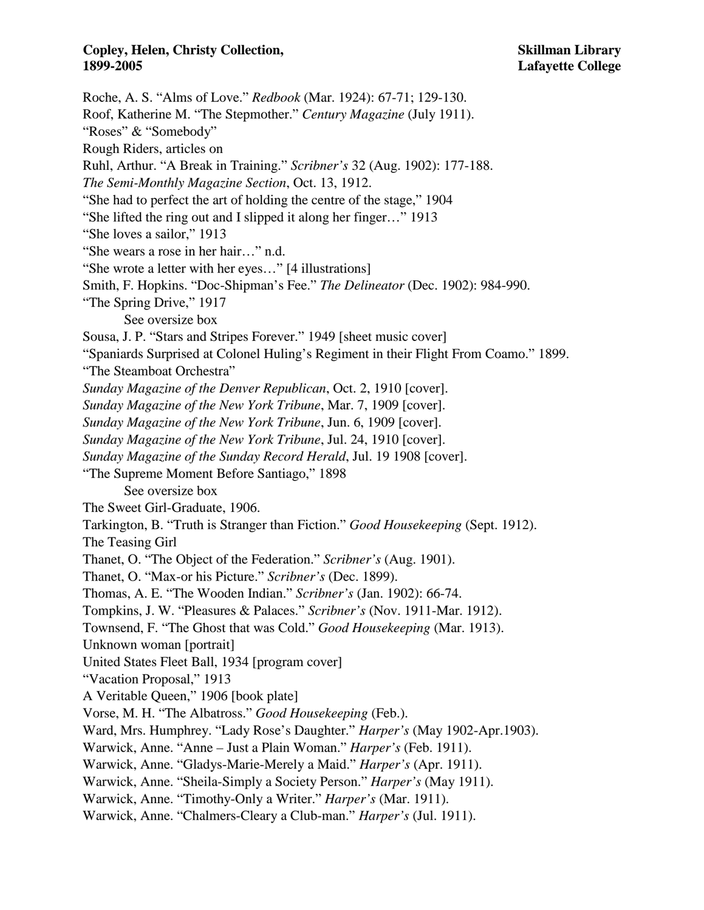Roche, A. S. "Alms of Love." *Redbook* (Mar. 1924): 67-71; 129-130.
Roof, Katherine M. "The Stepmother." *Century Magazine* (July 1911).
"Roses" & "Somebody"
Rough Riders, articles on
Ruhl, Arthur. "A Break in Training." *Scribner's* 32 (Aug. 1902): 177-188.
*The Semi-Monthly Magazine Section*, Oct. 13, 1912.
"She had to perfect the art of holding the centre of the stage," 1904
"She lifted the ring out and I slipped it along her finger…" 1913
"She loves a sailor," 1913
"She wears a rose in her hair…" n.d.
"She wrote a letter with her eyes…" [4 illustrations]
Smith, F. Hopkins. "Doc-Shipman's Fee." *The Delineator* (Dec. 1902): 984-990.
"The Spring Drive," 1917
    See oversize box
Sousa, J. P. "Stars and Stripes Forever." 1949 [sheet music cover]
"Spaniards Surprised at Colonel Huling's Regiment in their Flight From Coamo." 1899.
"The Steamboat Orchestra"
*Sunday Magazine of the Denver Republican*, Oct. 2, 1910 [cover].
*Sunday Magazine of the New York Tribune*, Mar. 7, 1909 [cover].
*Sunday Magazine of the New York Tribune*, Jun. 6, 1909 [cover].
*Sunday Magazine of the New York Tribune*, Jul. 24, 1910 [cover].
*Sunday Magazine of the Sunday Record Herald*, Jul. 19 1908 [cover].
"The Supreme Moment Before Santiago," 1898
    See oversize box
The Sweet Girl-Graduate, 1906.
Tarkington, B. "Truth is Stranger than Fiction." *Good Housekeeping* (Sept. 1912).
The Teasing Girl
Thanet, O. "The Object of the Federation." *Scribner's* (Aug. 1901).
Thanet, O. "Max-or his Picture." *Scribner's* (Dec. 1899).
Thomas, A. E. "The Wooden Indian." *Scribner's* (Jan. 1902): 66-74.
Tompkins, J. W. "Pleasures & Palaces." *Scribner's* (Nov. 1911-Mar. 1912).
Townsend, F. "The Ghost that was Cold." *Good Housekeeping* (Mar. 1913).
Unknown woman [portrait]
United States Fleet Ball, 1934 [program cover]
"Vacation Proposal," 1913
A Veritable Queen," 1906 [book plate]
Vorse, M. H. "The Albatross." *Good Housekeeping* (Feb.).
Ward, Mrs. Humphrey. "Lady Rose's Daughter." *Harper's* (May 1902-Apr.1903).
Warwick, Anne. "Anne – Just a Plain Woman." *Harper's* (Feb. 1911).
Warwick, Anne. "Gladys-Marie-Merely a Maid." *Harper's* (Apr. 1911).
Warwick, Anne. "Sheila-Simply a Society Person." *Harper's* (May 1911).
Warwick, Anne. "Timothy-Only a Writer." *Harper's* (Mar. 1911).
Warwick, Anne. "Chalmers-Cleary a Club-man." *Harper's* (Jul. 1911).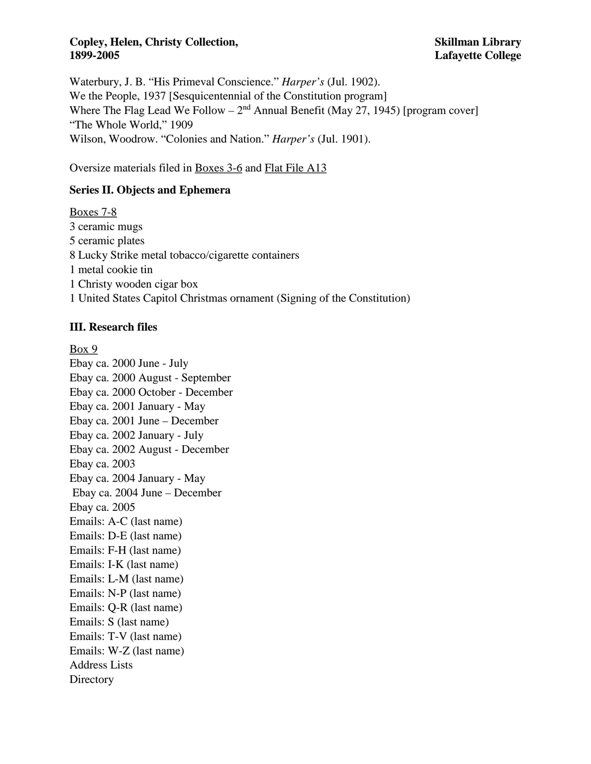Waterbury, J. B. "His Primeval Conscience." *Harper's* (Jul. 1902).
We the People, 1937 [Sesquicentennial of the Constitution program]
Where The Flag Lead We Follow – 2nd Annual Benefit (May 27, 1945) [program cover]
"The Whole World," 1909
Wilson, Woodrow. "Colonies and Nation." *Harper's* (Jul. 1901).

Oversize materials filed in <u>Boxes 3-6</u> and <u>Flat File A13</u>

### Series II. Objects and Ephemera

<u>Boxes 7-8</u>
3 ceramic mugs
5 ceramic plates
8 Lucky Strike metal tobacco/cigarette containers
1 metal cookie tin
1 Christy wooden cigar box
1 United States Capitol Christmas ornament (Signing of the Constitution)

### III. Research files

<u>Box 9</u>
Ebay ca. 2000 June - July
Ebay ca. 2000 August - September
Ebay ca. 2000 October - December
Ebay ca. 2001 January - May
Ebay ca. 2001 June – December
Ebay ca. 2002 January - July
Ebay ca. 2002 August - December
Ebay ca. 2003
Ebay ca. 2004 January - May
Ebay ca. 2004 June – December
Ebay ca. 2005
Emails: A-C (last name)
Emails: D-E (last name)
Emails: F-H (last name)
Emails: I-K (last name)
Emails: L-M (last name)
Emails: N-P (last name)
Emails: Q-R (last name)
Emails: S (last name)
Emails: T-V (last name)
Emails: W-Z (last name)
Address Lists
Directory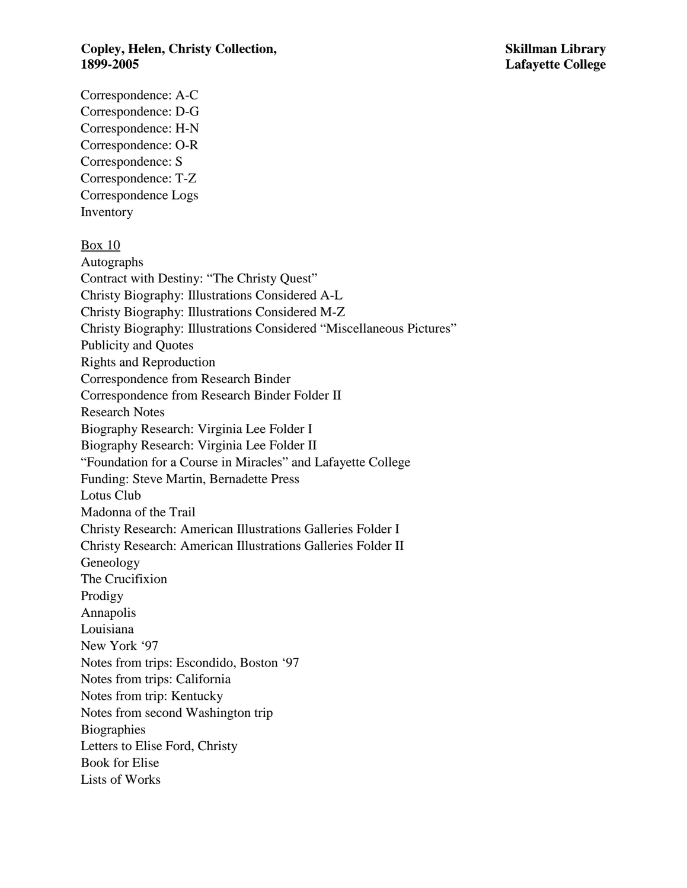Correspondence: A-C
Correspondence: D-G
Correspondence: H-N
Correspondence: O-R
Correspondence: S
Correspondence: T-Z
Correspondence Logs
Inventory

<u>Box 10</u>

Autographs
Contract with Destiny: "The Christy Quest"
Christy Biography: Illustrations Considered A-L
Christy Biography: Illustrations Considered M-Z
Christy Biography: Illustrations Considered "Miscellaneous Pictures"
Publicity and Quotes
Rights and Reproduction
Correspondence from Research Binder
Correspondence from Research Binder Folder II
Research Notes
Biography Research: Virginia Lee Folder I
Biography Research: Virginia Lee Folder II
"Foundation for a Course in Miracles" and Lafayette College
Funding: Steve Martin, Bernadette Press
Lotus Club
Madonna of the Trail
Christy Research: American Illustrations Galleries Folder I
Christy Research: American Illustrations Galleries Folder II
Geneology
The Crucifixion
Prodigy
Annapolis
Louisiana
New York '97
Notes from trips: Escondido, Boston '97
Notes from trips: California
Notes from trip: Kentucky
Notes from second Washington trip
Biographies
Letters to Elise Ford, Christy
Book for Elise
Lists of Works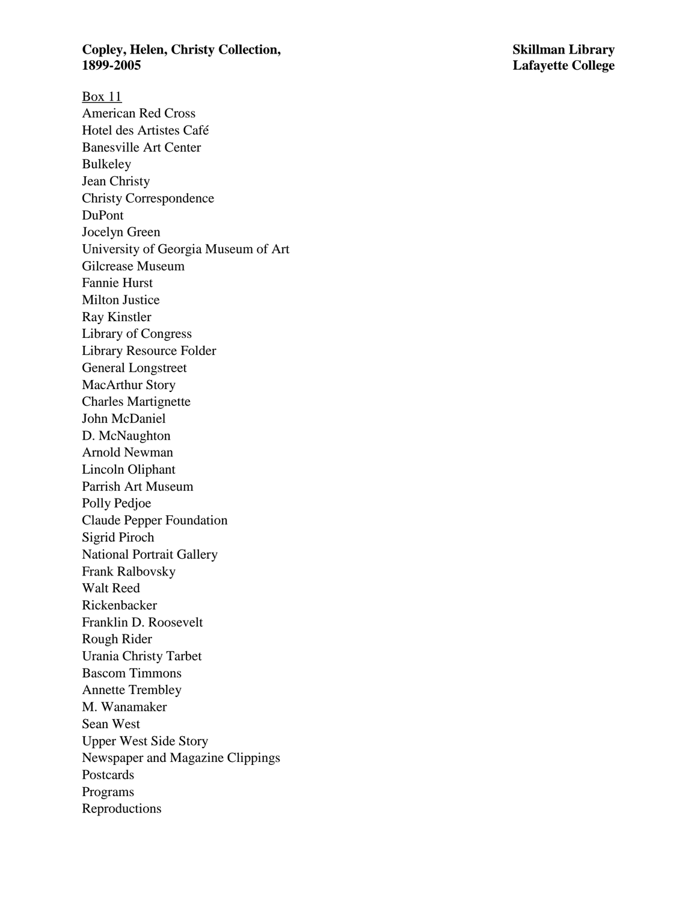Box 11

American Red Cross
Hotel des Artistes Café
Banesville Art Center
Bulkeley
Jean Christy
Christy Correspondence
DuPont
Jocelyn Green
University of Georgia Museum of Art
Gilcrease Museum
Fannie Hurst
Milton Justice
Ray Kinstler
Library of Congress
Library Resource Folder
General Longstreet
MacArthur Story
Charles Martignette
John McDaniel
D. McNaughton
Arnold Newman
Lincoln Oliphant
Parrish Art Museum
Polly Pedjoe
Claude Pepper Foundation
Sigrid Piroch
National Portrait Gallery
Frank Ralbovsky
Walt Reed
Rickenbacker
Franklin D. Roosevelt
Rough Rider
Urania Christy Tarbet
Bascom Timmons
Annette Trembley
M. Wanamaker
Sean West
Upper West Side Story
Newspaper and Magazine Clippings
Postcards
Programs
Reproductions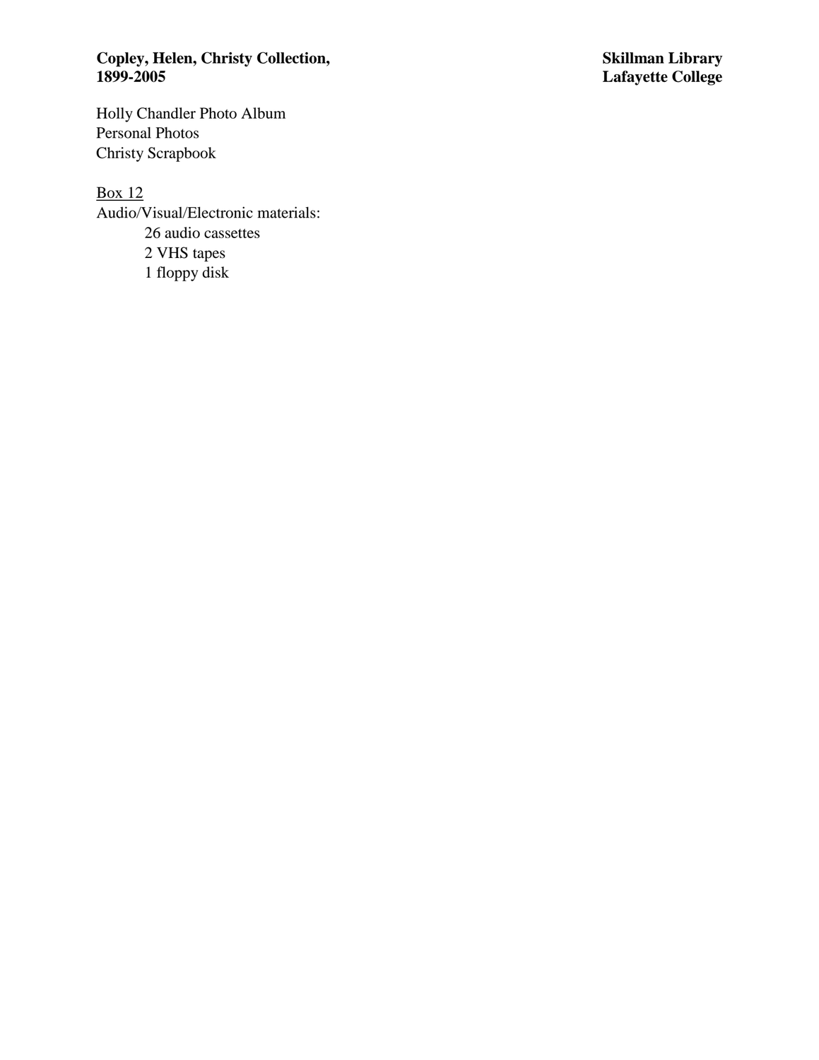Holly Chandler Photo Album
Personal Photos
Christy Scrapbook

<u>Box 12</u>
Audio/Visual/Electronic materials:

- 26 audio cassettes
- 2 VHS tapes
- 1 floppy disk